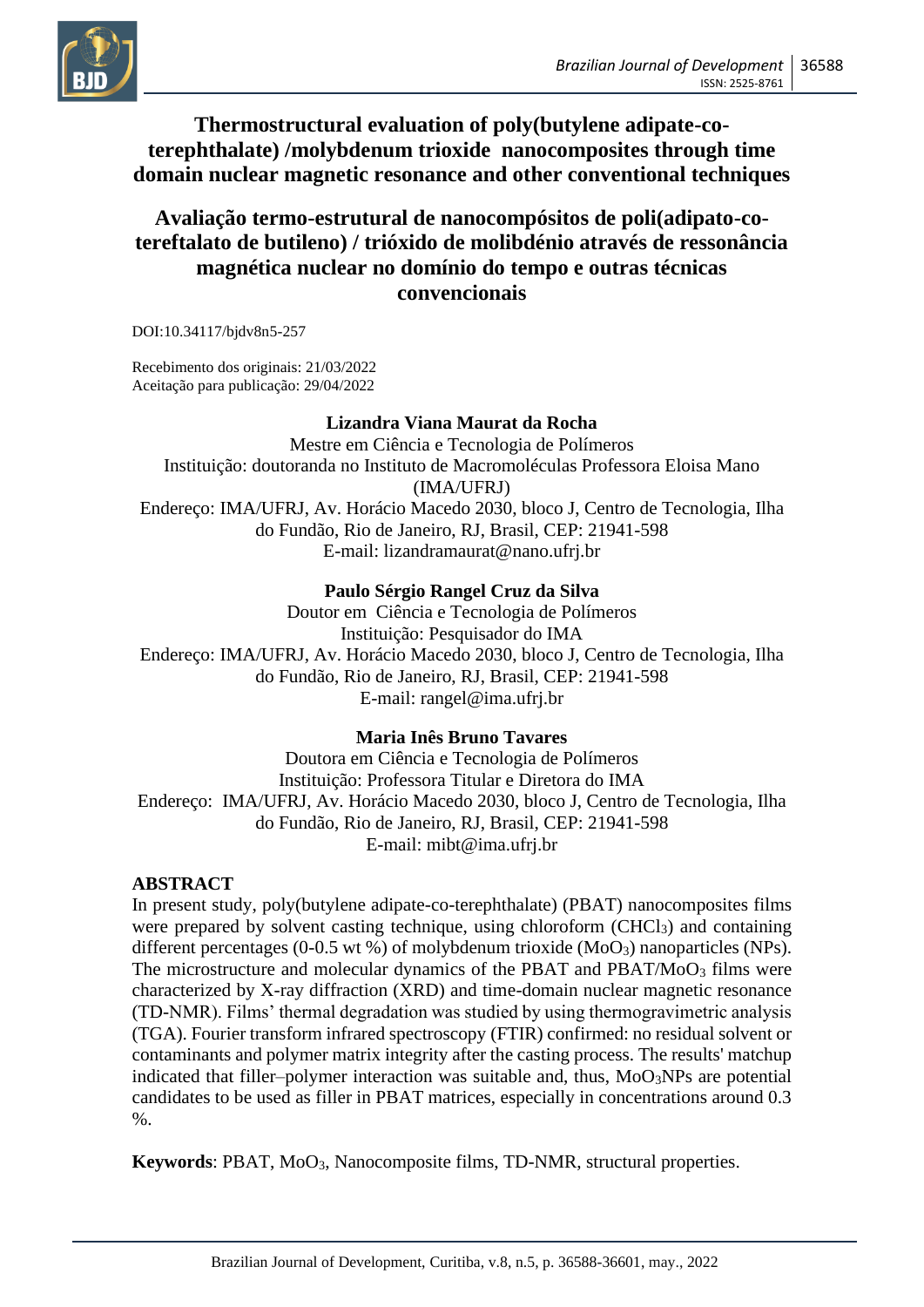# Thermostructural evaluation of poly(butylene adipate-co-terephthalate) /molybdenum trioxide nanocomposites through time domain nuclear magnetic resonance and other conventional techniques

# Avaliação termo-estrutural de nanocompósitos de poli(adipato-co-tereftalato de butileno) / trióxido de molibdénio através de ressonância magnética nuclear no domínio do tempo e outras técnicas convencionais

DOI:10.34117/bjdv8n5-257

Recebimento dos originais: 21/03/2022
Aceitação para publicação: 29/04/2022

**Lizandra Viana Maurat da Rocha**
Mestre em Ciência e Tecnologia de Polímeros
Instituição: doutoranda no Instituto de Macromoléculas Professora Eloisa Mano (IMA/UFRJ)
Endereço: IMA/UFRJ, Av. Horácio Macedo 2030, bloco J, Centro de Tecnologia, Ilha do Fundão, Rio de Janeiro, RJ, Brasil, CEP: 21941-598
E-mail: lizandramaurat@nano.ufrj.br

**Paulo Sérgio Rangel Cruz da Silva**
Doutor em Ciência e Tecnologia de Polímeros
Instituição: Pesquisador do IMA
Endereço: IMA/UFRJ, Av. Horácio Macedo 2030, bloco J, Centro de Tecnologia, Ilha do Fundão, Rio de Janeiro, RJ, Brasil, CEP: 21941-598
E-mail: rangel@ima.ufrj.br

**Maria Inês Bruno Tavares**
Doutora em Ciência e Tecnologia de Polímeros
Instituição: Professora Titular e Diretora do IMA
Endereço: IMA/UFRJ, Av. Horácio Macedo 2030, bloco J, Centro de Tecnologia, Ilha do Fundão, Rio de Janeiro, RJ, Brasil, CEP: 21941-598
E-mail: mibt@ima.ufrj.br

## ABSTRACT

In present study, poly(butylene adipate-co-terephthalate) (PBAT) nanocomposites films were prepared by solvent casting technique, using chloroform ($CHCl_3$) and containing different percentages (0-0.5 wt %) of molybdenum trioxide ($MoO_3$) nanoparticles (NPs). The microstructure and molecular dynamics of the PBAT and PBAT/$MoO_3$ films were characterized by X-ray diffraction (XRD) and time-domain nuclear magnetic resonance (TD-NMR). Films' thermal degradation was studied by using thermogravimetric analysis (TGA). Fourier transform infrared spectroscopy (FTIR) confirmed: no residual solvent or contaminants and polymer matrix integrity after the casting process. The results' matchup indicated that filler–polymer interaction was suitable and, thus, $MoO_3$NPs are potential candidates to be used as filler in PBAT matrices, especially in concentrations around 0.3 %.

**Keywords**: PBAT, $MoO_3$, Nanocomposite films, TD-NMR, structural properties.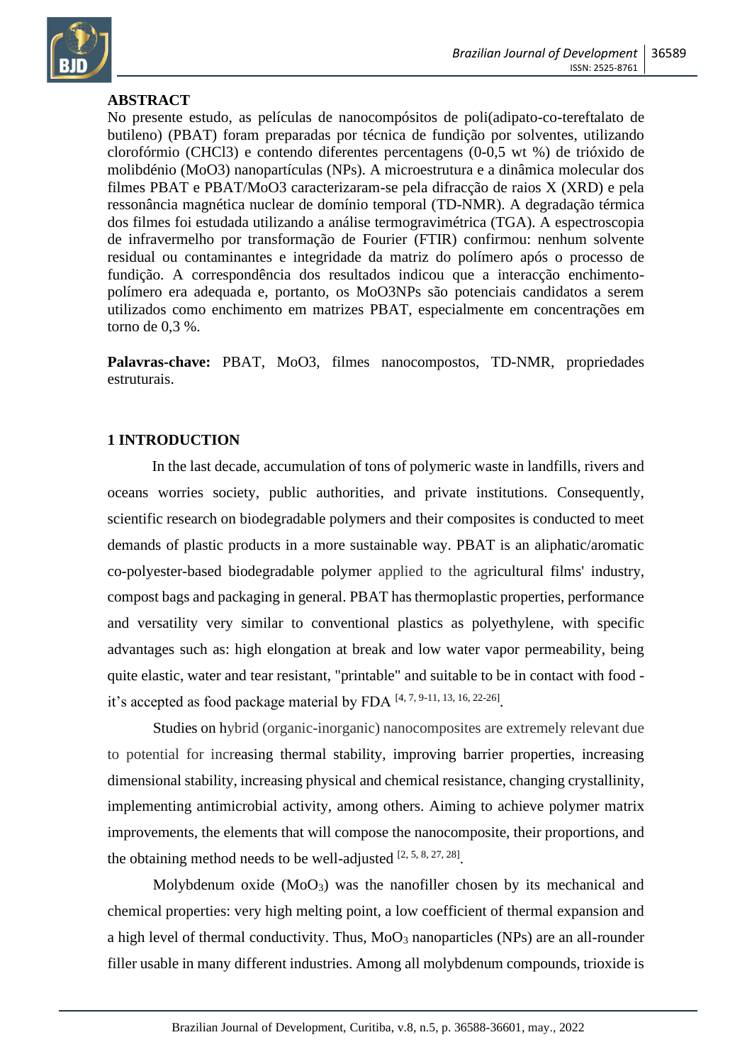## ABSTRACT

No presente estudo, as películas de nanocompósitos de poli(adipato-co-tereftalato de butileno) (PBAT) foram preparadas por técnica de fundição por solventes, utilizando clorofórmio (CHCl3) e contendo diferentes percentagens (0-0,5 wt %) de trióxido de molibdénio (MoO3) nanopartículas (NPs). A microestrutura e a dinâmica molecular dos filmes PBAT e PBAT/MoO3 caracterizaram-se pela difracção de raios X (XRD) e pela ressonância magnética nuclear de domínio temporal (TD-NMR). A degradação térmica dos filmes foi estudada utilizando a análise termogravimétrica (TGA). A espectroscopia de infravermelho por transformação de Fourier (FTIR) confirmou: nenhum solvente residual ou contaminantes e integridade da matriz do polímero após o processo de fundição. A correspondência dos resultados indicou que a interacção enchimento-polímero era adequada e, portanto, os MoO3NPs são potenciais candidatos a serem utilizados como enchimento em matrizes PBAT, especialmente em concentrações em torno de 0,3 %.

**Palavras-chave:** PBAT, MoO3, filmes nanocompostos, TD-NMR, propriedades estruturais.

## 1 INTRODUCTION

In the last decade, accumulation of tons of polymeric waste in landfills, rivers and oceans worries society, public authorities, and private institutions. Consequently, scientific research on biodegradable polymers and their composites is conducted to meet demands of plastic products in a more sustainable way. PBAT is an aliphatic/aromatic co-polyester-based biodegradable polymer applied to the agricultural films' industry, compost bags and packaging in general. PBAT has thermoplastic properties, performance and versatility very similar to conventional plastics as polyethylene, with specific advantages such as: high elongation at break and low water vapor permeability, being quite elastic, water and tear resistant, "printable" and suitable to be in contact with food - it's accepted as food package material by FDA [4, 7, 9-11, 13, 16, 22-26].

Studies on hybrid (organic-inorganic) nanocomposites are extremely relevant due to potential for increasing thermal stability, improving barrier properties, increasing dimensional stability, increasing physical and chemical resistance, changing crystallinity, implementing antimicrobial activity, among others. Aiming to achieve polymer matrix improvements, the elements that will compose the nanocomposite, their proportions, and the obtaining method needs to be well-adjusted [2, 5, 8, 27, 28].

Molybdenum oxide ($MoO_3$) was the nanofiller chosen by its mechanical and chemical properties: very high melting point, a low coefficient of thermal expansion and a high level of thermal conductivity. Thus, $MoO_3$ nanoparticles (NPs) are an all-rounder filler usable in many different industries. Among all molybdenum compounds, trioxide is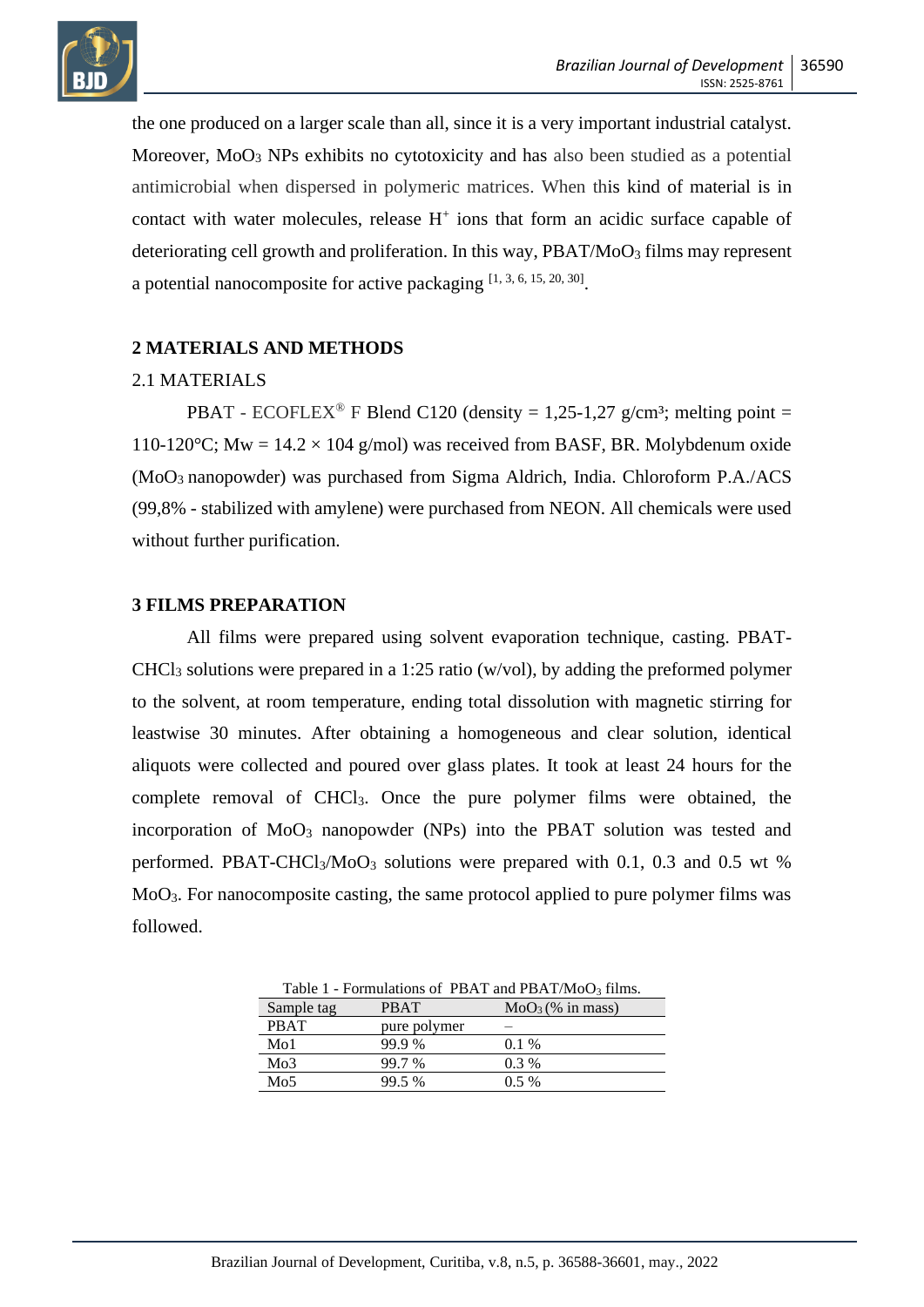the one produced on a larger scale than all, since it is a very important industrial catalyst. Moreover, $MoO_3$ NPs exhibits no cytotoxicity and has also been studied as a potential antimicrobial when dispersed in polymeric matrices. When this kind of material is in contact with water molecules, release $H^+$ ions that form an acidic surface capable of deteriorating cell growth and proliferation. In this way, PBAT/$MoO_3$ films may represent a potential nanocomposite for active packaging [1, 3, 6, 15, 20, 30].

## 2 MATERIALS AND METHODS

### 2.1 MATERIALS

PBAT - ECOFLEX® F Blend C120 (density = 1,25-1,27 g/cm³; melting point = 110-120°C; Mw = 14.2 × 104 g/mol) was received from BASF, BR. Molybdenum oxide ($MoO_3$ nanopowder) was purchased from Sigma Aldrich, India. Chloroform P.A./ACS (99,8% - stabilized with amylene) were purchased from NEON. All chemicals were used without further purification.

## 3 FILMS PREPARATION

All films were prepared using solvent evaporation technique, casting. PBAT-$CHCl_3$ solutions were prepared in a 1:25 ratio (w/vol), by adding the preformed polymer to the solvent, at room temperature, ending total dissolution with magnetic stirring for leastwise 30 minutes. After obtaining a homogeneous and clear solution, identical aliquots were collected and poured over glass plates. It took at least 24 hours for the complete removal of $CHCl_3$. Once the pure polymer films were obtained, the incorporation of $MoO_3$ nanopowder (NPs) into the PBAT solution was tested and performed. PBAT-$CHCl_3$/$MoO_3$ solutions were prepared with 0.1, 0.3 and 0.5 wt % $MoO_3$. For nanocomposite casting, the same protocol applied to pure polymer films was followed.

Table 1 - Formulations of PBAT and PBAT/$MoO_3$ films.

| Sample tag | PBAT | $MoO_3$ (% in mass) |
|---|---|---|
| PBAT | pure polymer | – |
| Mo1 | 99.9 % | 0.1 % |
| Mo3 | 99.7 % | 0.3 % |
| Mo5 | 99.5 % | 0.5 % |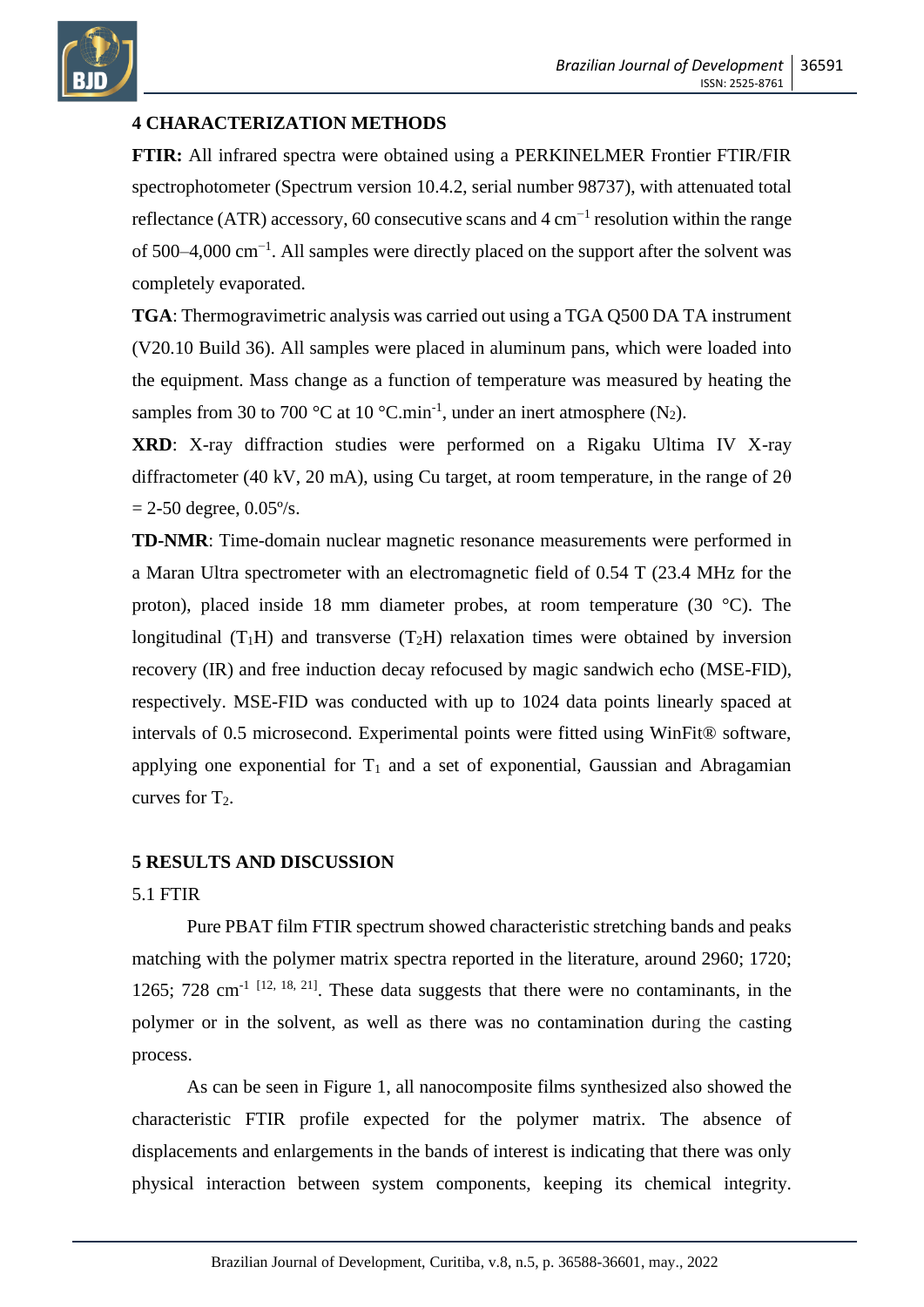## 4 CHARACTERIZATION METHODS

**FTIR:** All infrared spectra were obtained using a PERKINELMER Frontier FTIR/FIR spectrophotometer (Spectrum version 10.4.2, serial number 98737), with attenuated total reflectance (ATR) accessory, 60 consecutive scans and 4 $cm^{-1}$ resolution within the range of 500–4,000 $cm^{-1}$. All samples were directly placed on the support after the solvent was completely evaporated.

**TGA**: Thermogravimetric analysis was carried out using a TGA Q500 DA TA instrument (V20.10 Build 36). All samples were placed in aluminum pans, which were loaded into the equipment. Mass change as a function of temperature was measured by heating the samples from 30 to 700 °C at 10 $°C.min^{-1}$, under an inert atmosphere ($N_2$).

**XRD**: X-ray diffraction studies were performed on a Rigaku Ultima IV X-ray diffractometer (40 kV, 20 mA), using Cu target, at room temperature, in the range of $2\theta$ = 2-50 degree, 0.05º/s.

**TD-NMR**: Time-domain nuclear magnetic resonance measurements were performed in a Maran Ultra spectrometer with an electromagnetic field of 0.54 T (23.4 MHz for the proton), placed inside 18 mm diameter probes, at room temperature (30 °C). The longitudinal ($T_1H$) and transverse ($T_2H$) relaxation times were obtained by inversion recovery (IR) and free induction decay refocused by magic sandwich echo (MSE-FID), respectively. MSE-FID was conducted with up to 1024 data points linearly spaced at intervals of 0.5 microsecond. Experimental points were fitted using WinFit® software, applying one exponential for $T_1$ and a set of exponential, Gaussian and Abragamian curves for $T_2$.

## 5 RESULTS AND DISCUSSION

### 5.1 FTIR

Pure PBAT film FTIR spectrum showed characteristic stretching bands and peaks matching with the polymer matrix spectra reported in the literature, around 2960; 1720; 1265; 728 $cm^{-1}$ [12, 18, 21]. These data suggests that there were no contaminants, in the polymer or in the solvent, as well as there was no contamination during the casting process.

As can be seen in Figure 1, all nanocomposite films synthesized also showed the characteristic FTIR profile expected for the polymer matrix. The absence of displacements and enlargements in the bands of interest is indicating that there was only physical interaction between system components, keeping its chemical integrity.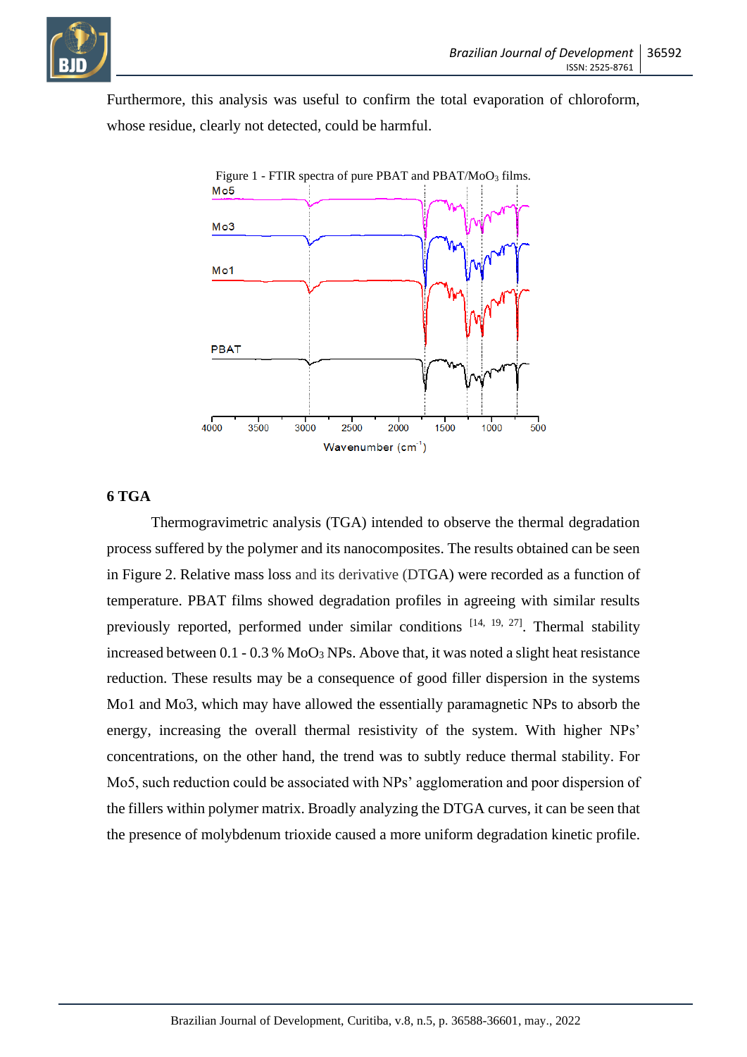Furthermore, this analysis was useful to confirm the total evaporation of chloroform, whose residue, clearly not detected, could be harmful.

Figure 1 - FTIR spectra of pure PBAT and PBAT/$MoO_3$ films.

## 6 TGA

Thermogravimetric analysis (TGA) intended to observe the thermal degradation process suffered by the polymer and its nanocomposites. The results obtained can be seen in Figure 2. Relative mass loss and its derivative (DTGA) were recorded as a function of temperature. PBAT films showed degradation profiles in agreeing with similar results previously reported, performed under similar conditions [14, 19, 27]. Thermal stability increased between 0.1 - 0.3 % $MoO_3$ NPs. Above that, it was noted a slight heat resistance reduction. These results may be a consequence of good filler dispersion in the systems Mo1 and Mo3, which may have allowed the essentially paramagnetic NPs to absorb the energy, increasing the overall thermal resistivity of the system. With higher NPs' concentrations, on the other hand, the trend was to subtly reduce thermal stability. For Mo5, such reduction could be associated with NPs' agglomeration and poor dispersion of the fillers within polymer matrix. Broadly analyzing the DTGA curves, it can be seen that the presence of molybdenum trioxide caused a more uniform degradation kinetic profile.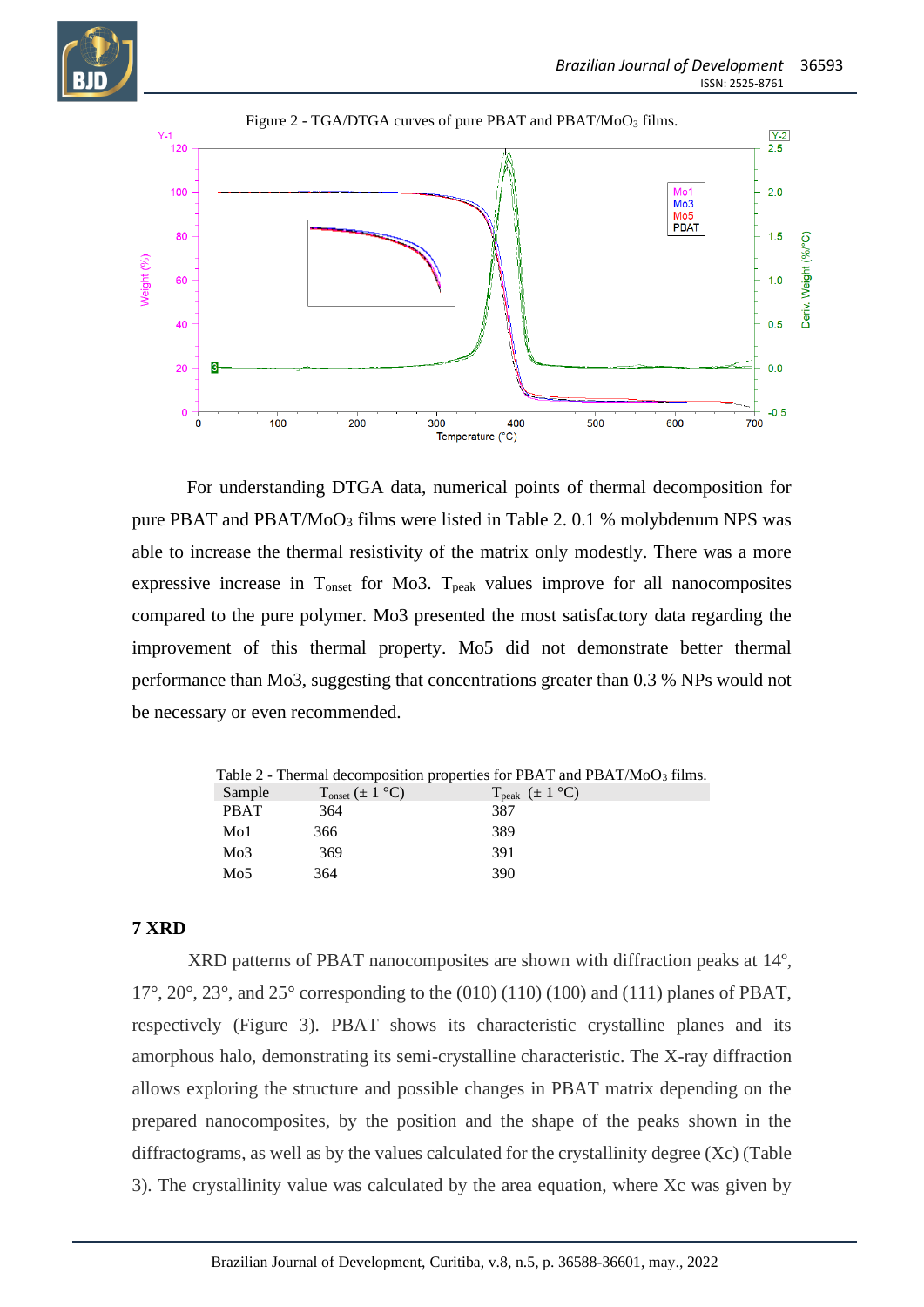Figure 2 - TGA/DTGA curves of pure PBAT and PBAT/$MoO_3$ films.

For understanding DTGA data, numerical points of thermal decomposition for pure PBAT and PBAT/$MoO_3$ films were listed in Table 2. 0.1 % molybdenum NPS was able to increase the thermal resistivity of the matrix only modestly. There was a more expressive increase in $T_{onset}$ for Mo3. $T_{peak}$ values improve for all nanocomposites compared to the pure polymer. Mo3 presented the most satisfactory data regarding the improvement of this thermal property. Mo5 did not demonstrate better thermal performance than Mo3, suggesting that concentrations greater than 0.3 % NPs would not be necessary or even recommended.

Table 2 - Thermal decomposition properties for PBAT and PBAT/$MoO_3$ films.

| Sample | $T_{onset}$ (± 1 °C) | $T_{peak}$ (± 1 °C) |
|---|---|---|
| PBAT | 364 | 387 |
| Mo1 | 366 | 389 |
| Mo3 | 369 | 391 |
| Mo5 | 364 | 390 |

## 7 XRD

XRD patterns of PBAT nanocomposites are shown with diffraction peaks at 14º, 17°, 20°, 23°, and 25° corresponding to the (010) (110) (100) and (111) planes of PBAT, respectively (Figure 3). PBAT shows its characteristic crystalline planes and its amorphous halo, demonstrating its semi-crystalline characteristic. The X-ray diffraction allows exploring the structure and possible changes in PBAT matrix depending on the prepared nanocomposites, by the position and the shape of the peaks shown in the diffractograms, as well as by the values calculated for the crystallinity degree (Xc) (Table 3). The crystallinity value was calculated by the area equation, where Xc was given by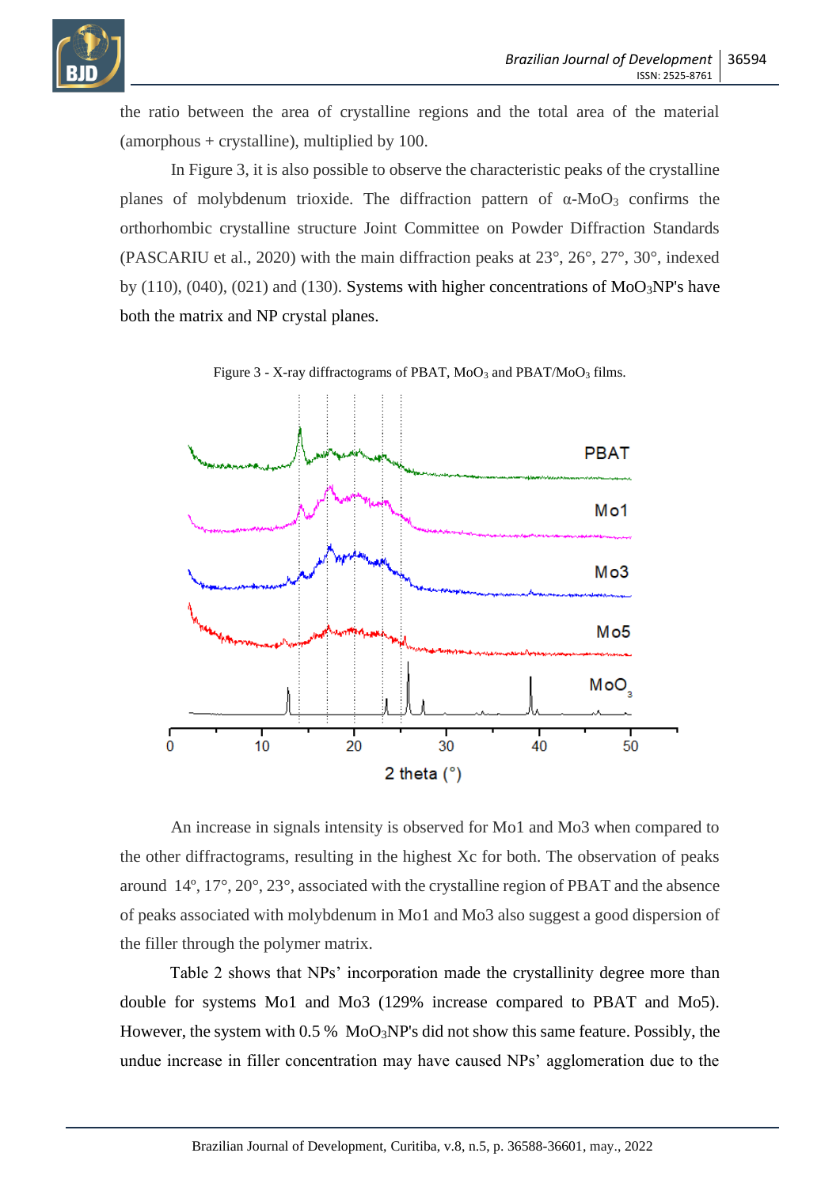the ratio between the area of crystalline regions and the total area of the material (amorphous + crystalline), multiplied by 100.

In Figure 3, it is also possible to observe the characteristic peaks of the crystalline planes of molybdenum trioxide. The diffraction pattern of α-$MoO_3$ confirms the orthorhombic crystalline structure Joint Committee on Powder Diffraction Standards (PASCARIU et al., 2020) with the main diffraction peaks at 23°, 26°, 27°, 30°, indexed by (110), (040), (021) and (130). Systems with higher concentrations of $MoO_3$NP's have both the matrix and NP crystal planes.

Figure 3 - X-ray diffractograms of PBAT, $MoO_3$ and PBAT/$MoO_3$ films.

An increase in signals intensity is observed for Mo1 and Mo3 when compared to the other diffractograms, resulting in the highest Xc for both. The observation of peaks around 14º, 17°, 20°, 23°, associated with the crystalline region of PBAT and the absence of peaks associated with molybdenum in Mo1 and Mo3 also suggest a good dispersion of the filler through the polymer matrix.

Table 2 shows that NPs' incorporation made the crystallinity degree more than double for systems Mo1 and Mo3 (129% increase compared to PBAT and Mo5). However, the system with 0.5 % $MoO_3$NP's did not show this same feature. Possibly, the undue increase in filler concentration may have caused NPs' agglomeration due to the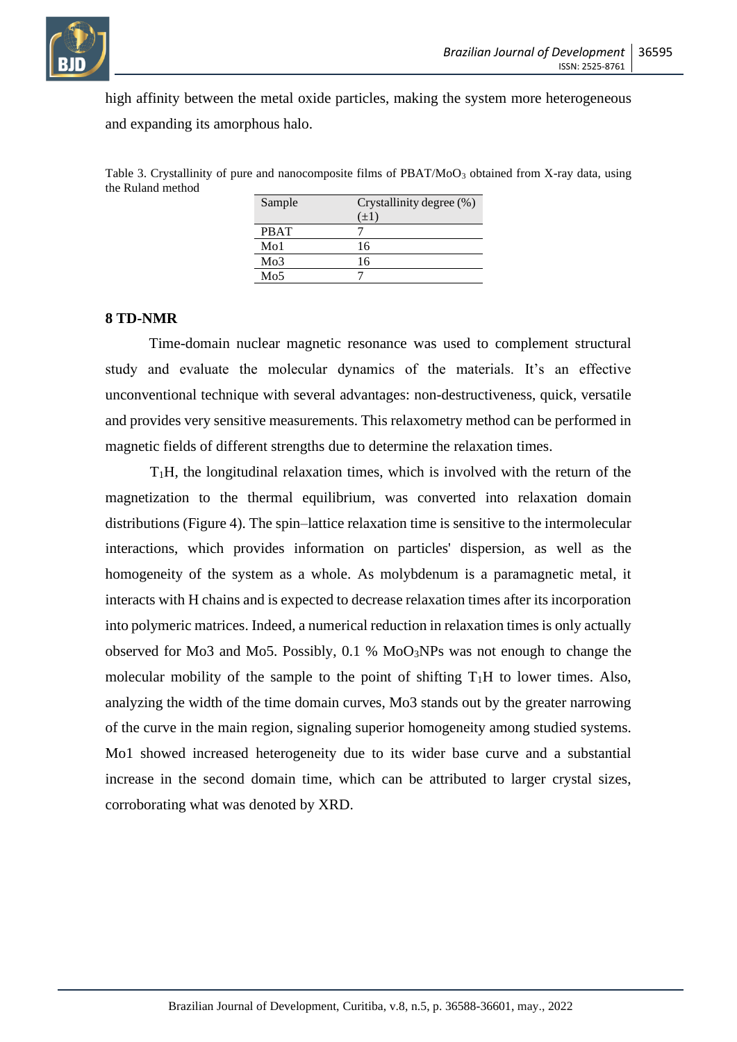high affinity between the metal oxide particles, making the system more heterogeneous and expanding its amorphous halo.

Table 3. Crystallinity of pure and nanocomposite films of PBAT/$MoO_3$ obtained from X-ray data, using the Ruland method

| Sample | Crystallinity degree (%) (±1) |
|---|---|
| PBAT | 7 |
| Mo1 | 16 |
| Mo3 | 16 |
| Mo5 | 7 |

## 8 TD-NMR

Time-domain nuclear magnetic resonance was used to complement structural study and evaluate the molecular dynamics of the materials. It's an effective unconventional technique with several advantages: non-destructiveness, quick, versatile and provides very sensitive measurements. This relaxometry method can be performed in magnetic fields of different strengths due to determine the relaxation times.

$T_1H$, the longitudinal relaxation times, which is involved with the return of the magnetization to the thermal equilibrium, was converted into relaxation domain distributions (Figure 4). The spin–lattice relaxation time is sensitive to the intermolecular interactions, which provides information on particles' dispersion, as well as the homogeneity of the system as a whole. As molybdenum is a paramagnetic metal, it interacts with H chains and is expected to decrease relaxation times after its incorporation into polymeric matrices. Indeed, a numerical reduction in relaxation times is only actually observed for Mo3 and Mo5. Possibly, 0.1 % $MoO_3$NPs was not enough to change the molecular mobility of the sample to the point of shifting $T_1H$ to lower times. Also, analyzing the width of the time domain curves, Mo3 stands out by the greater narrowing of the curve in the main region, signaling superior homogeneity among studied systems. Mo1 showed increased heterogeneity due to its wider base curve and a substantial increase in the second domain time, which can be attributed to larger crystal sizes, corroborating what was denoted by XRD.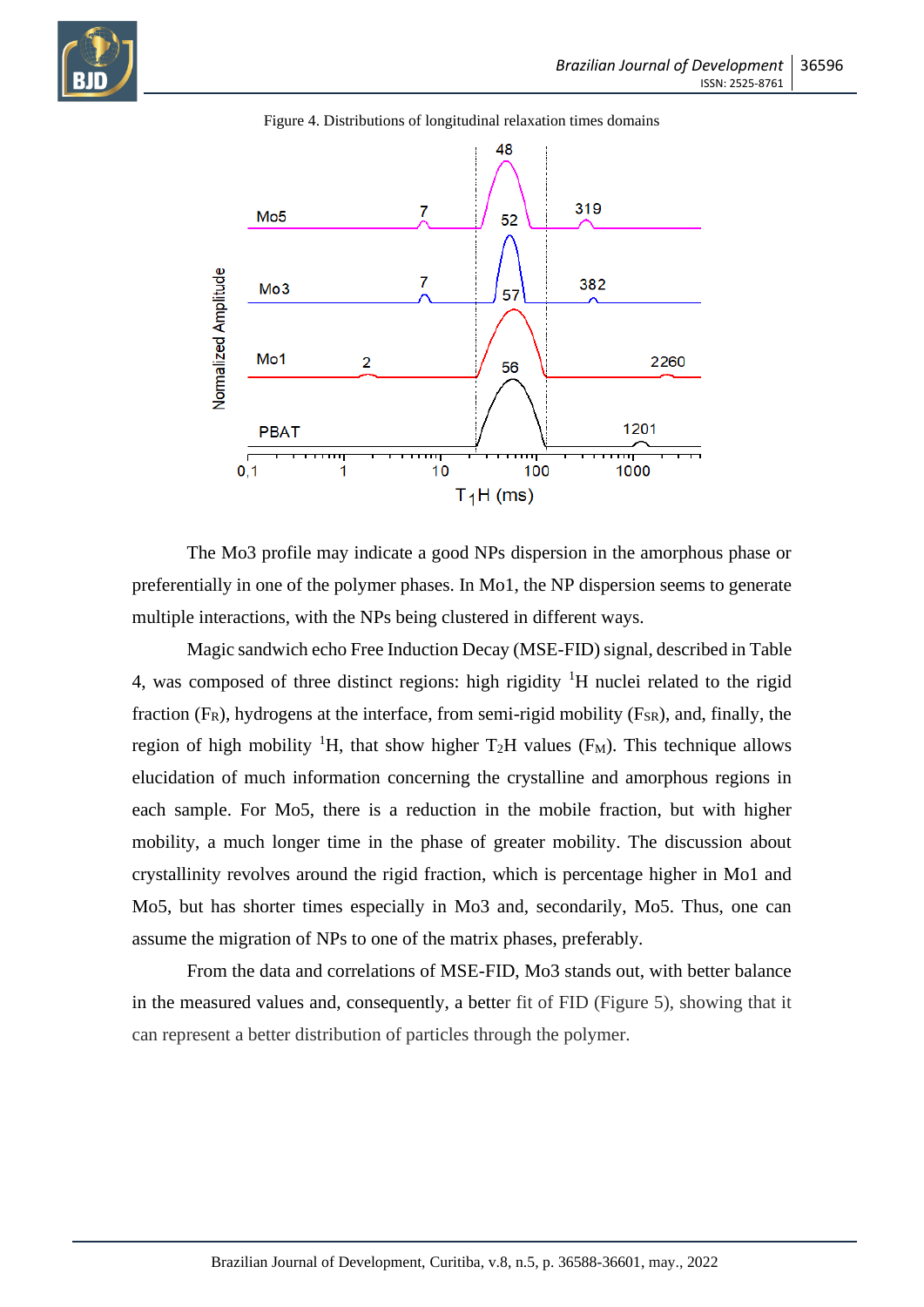Figure 4. Distributions of longitudinal relaxation times domains

The Mo3 profile may indicate a good NPs dispersion in the amorphous phase or preferentially in one of the polymer phases. In Mo1, the NP dispersion seems to generate multiple interactions, with the NPs being clustered in different ways.

Magic sandwich echo Free Induction Decay (MSE-FID) signal, described in Table 4, was composed of three distinct regions: high rigidity $^1H$ nuclei related to the rigid fraction ($F_R$), hydrogens at the interface, from semi-rigid mobility ($F_{SR}$), and, finally, the region of high mobility $^1H$, that show higher $T_2H$ values ($F_M$). This technique allows elucidation of much information concerning the crystalline and amorphous regions in each sample. For Mo5, there is a reduction in the mobile fraction, but with higher mobility, a much longer time in the phase of greater mobility. The discussion about crystallinity revolves around the rigid fraction, which is percentage higher in Mo1 and Mo5, but has shorter times especially in Mo3 and, secondarily, Mo5. Thus, one can assume the migration of NPs to one of the matrix phases, preferably.

From the data and correlations of MSE-FID, Mo3 stands out, with better balance in the measured values and, consequently, a better fit of FID (Figure 5), showing that it can represent a better distribution of particles through the polymer.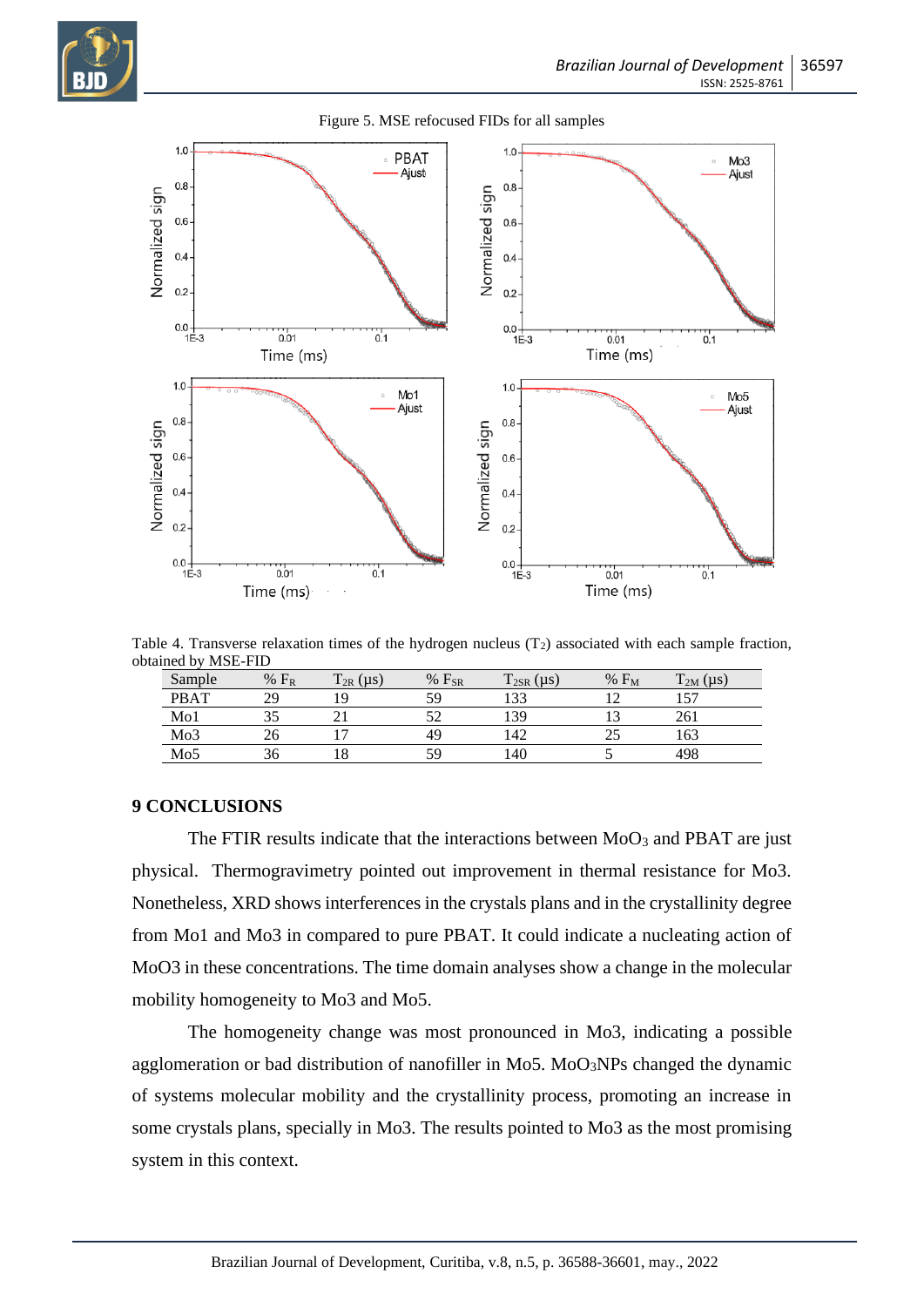Figure 5. MSE refocused FIDs for all samples

Table 4. Transverse relaxation times of the hydrogen nucleus ($T_2$) associated with each sample fraction, obtained by MSE-FID

| Sample | % $F_R$ | $T_{2R}$ (μs) | % $F_{SR}$ | $T_{2SR}$ (μs) | % $F_M$ | $T_{2M}$ (μs) |
|---|---|---|---|---|---|---|
| PBAT | 29 | 19 | 59 | 133 | 12 | 157 |
| Mo1 | 35 | 21 | 52 | 139 | 13 | 261 |
| Mo3 | 26 | 17 | 49 | 142 | 25 | 163 |
| Mo5 | 36 | 18 | 59 | 140 | 5 | 498 |

## 9 CONCLUSIONS

The FTIR results indicate that the interactions between $MoO_3$ and PBAT are just physical. Thermogravimetry pointed out improvement in thermal resistance for Mo3. Nonetheless, XRD shows interferences in the crystals plans and in the crystallinity degree from Mo1 and Mo3 in compared to pure PBAT. It could indicate a nucleating action of MoO3 in these concentrations. The time domain analyses show a change in the molecular mobility homogeneity to Mo3 and Mo5.

The homogeneity change was most pronounced in Mo3, indicating a possible agglomeration or bad distribution of nanofiller in Mo5. $MoO_3$NPs changed the dynamic of systems molecular mobility and the crystallinity process, promoting an increase in some crystals plans, specially in Mo3. The results pointed to Mo3 as the most promising system in this context.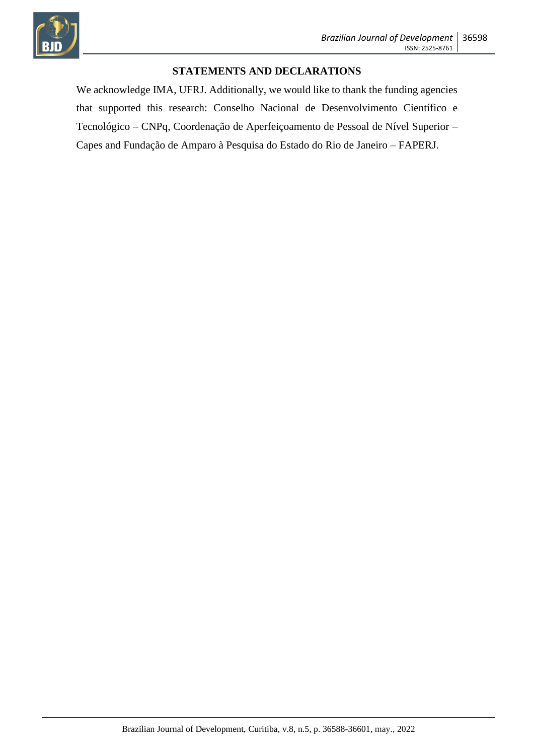## STATEMENTS AND DECLARATIONS

We acknowledge IMA, UFRJ. Additionally, we would like to thank the funding agencies that supported this research: Conselho Nacional de Desenvolvimento Científico e Tecnológico – CNPq, Coordenação de Aperfeiçoamento de Pessoal de Nível Superior – Capes and Fundação de Amparo à Pesquisa do Estado do Rio de Janeiro – FAPERJ.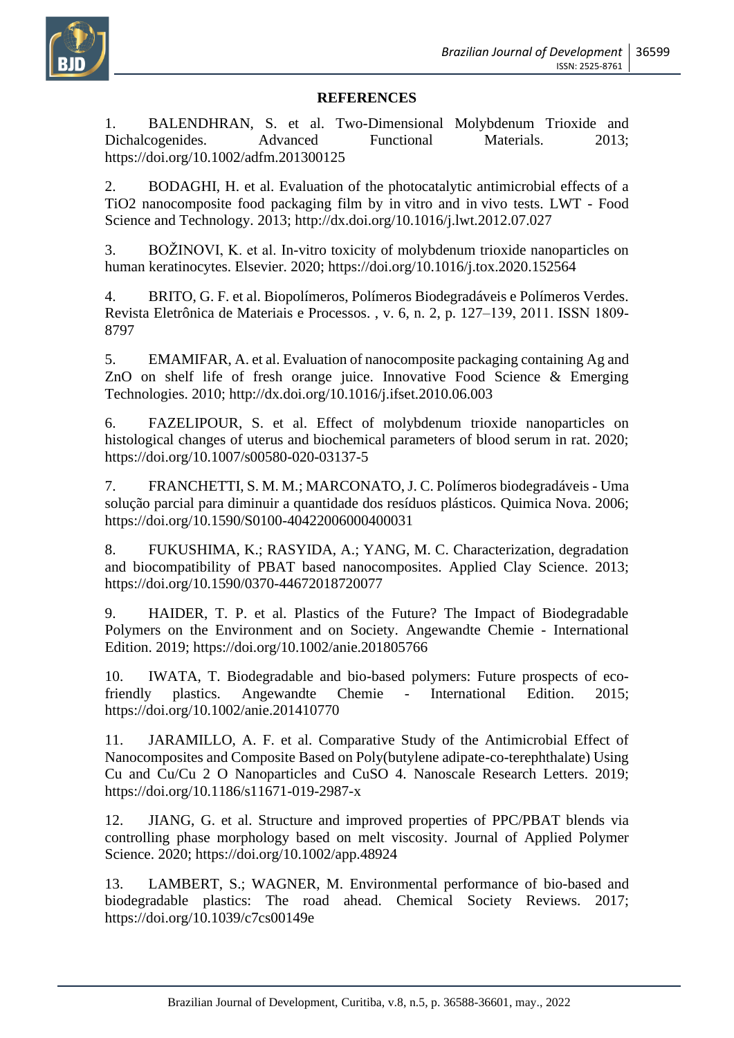## REFERENCES

1. BALENDHRAN, S. et al. Two-Dimensional Molybdenum Trioxide and Dichalcogenides. Advanced Functional Materials. 2013; https://doi.org/10.1002/adfm.201300125

2. BODAGHI, H. et al. Evaluation of the photocatalytic antimicrobial effects of a $TiO_2$ nanocomposite food packaging film by in vitro and in vivo tests. LWT - Food Science and Technology. 2013; http://dx.doi.org/10.1016/j.lwt.2012.07.027

3. BOŽINOVI, K. et al. In-vitro toxicity of molybdenum trioxide nanoparticles on human keratinocytes. Elsevier. 2020; https://doi.org/10.1016/j.tox.2020.152564

4. BRITO, G. F. et al. Biopolímeros, Polímeros Biodegradáveis e Polímeros Verdes. Revista Eletrônica de Materiais e Processos. , v. 6, n. 2, p. 127–139, 2011. ISSN 1809-8797

5. EMAMIFAR, A. et al. Evaluation of nanocomposite packaging containing Ag and ZnO on shelf life of fresh orange juice. Innovative Food Science & Emerging Technologies. 2010; http://dx.doi.org/10.1016/j.ifset.2010.06.003

6. FAZELIPOUR, S. et al. Effect of molybdenum trioxide nanoparticles on histological changes of uterus and biochemical parameters of blood serum in rat. 2020; https://doi.org/10.1007/s00580-020-03137-5

7. FRANCHETTI, S. M. M.; MARCONATO, J. C. Polímeros biodegradáveis - Uma solução parcial para diminuir a quantidade dos resíduos plásticos. Quimica Nova. 2006; https://doi.org/10.1590/S0100-40422006000400031

8. FUKUSHIMA, K.; RASYIDA, A.; YANG, M. C. Characterization, degradation and biocompatibility of PBAT based nanocomposites. Applied Clay Science. 2013; https://doi.org/10.1590/0370-44672018720077

9. HAIDER, T. P. et al. Plastics of the Future? The Impact of Biodegradable Polymers on the Environment and on Society. Angewandte Chemie - International Edition. 2019; https://doi.org/10.1002/anie.201805766

10. IWATA, T. Biodegradable and bio-based polymers: Future prospects of eco-friendly plastics. Angewandte Chemie - International Edition. 2015; https://doi.org/10.1002/anie.201410770

11. JARAMILLO, A. F. et al. Comparative Study of the Antimicrobial Effect of Nanocomposites and Composite Based on Poly(butylene adipate-co-terephthalate) Using Cu and Cu/Cu 2 O Nanoparticles and CuSO 4. Nanoscale Research Letters. 2019; https://doi.org/10.1186/s11671-019-2987-x

12. JIANG, G. et al. Structure and improved properties of PPC/PBAT blends via controlling phase morphology based on melt viscosity. Journal of Applied Polymer Science. 2020; https://doi.org/10.1002/app.48924

13. LAMBERT, S.; WAGNER, M. Environmental performance of bio-based and biodegradable plastics: The road ahead. Chemical Society Reviews. 2017; https://doi.org/10.1039/c7cs00149e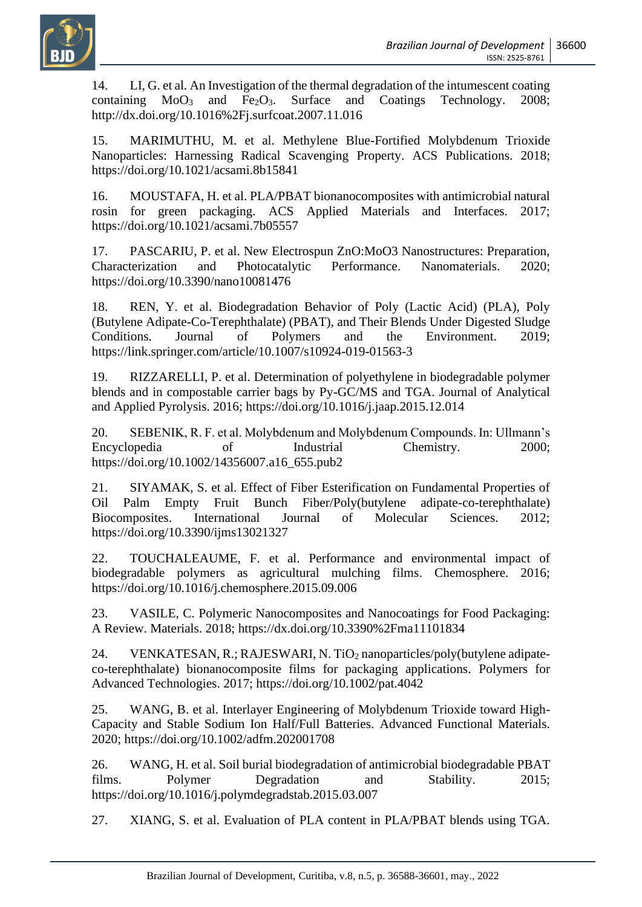14. LI, G. et al. An Investigation of the thermal degradation of the intumescent coating containing $MoO_3$ and $Fe_2O_3$. Surface and Coatings Technology. 2008; http://dx.doi.org/10.1016%2Fj.surfcoat.2007.11.016

15. MARIMUTHU, M. et al. Methylene Blue-Fortified Molybdenum Trioxide Nanoparticles: Harnessing Radical Scavenging Property. ACS Publications. 2018; https://doi.org/10.1021/acsami.8b15841

16. MOUSTAFA, H. et al. PLA/PBAT bionanocomposites with antimicrobial natural rosin for green packaging. ACS Applied Materials and Interfaces. 2017; https://doi.org/10.1021/acsami.7b05557

17. PASCARIU, P. et al. New Electrospun ZnO:MoO3 Nanostructures: Preparation, Characterization and Photocatalytic Performance. Nanomaterials. 2020; https://doi.org/10.3390/nano10081476

18. REN, Y. et al. Biodegradation Behavior of Poly (Lactic Acid) (PLA), Poly (Butylene Adipate-Co-Terephthalate) (PBAT), and Their Blends Under Digested Sludge Conditions. Journal of Polymers and the Environment. 2019; https://link.springer.com/article/10.1007/s10924-019-01563-3

19. RIZZARELLI, P. et al. Determination of polyethylene in biodegradable polymer blends and in compostable carrier bags by Py-GC/MS and TGA. Journal of Analytical and Applied Pyrolysis. 2016; https://doi.org/10.1016/j.jaap.2015.12.014

20. SEBENIK, R. F. et al. Molybdenum and Molybdenum Compounds. In: Ullmann's Encyclopedia of Industrial Chemistry. 2000; https://doi.org/10.1002/14356007.a16_655.pub2

21. SIYAMAK, S. et al. Effect of Fiber Esterification on Fundamental Properties of Oil Palm Empty Fruit Bunch Fiber/Poly(butylene adipate-co-terephthalate) Biocomposites. International Journal of Molecular Sciences. 2012; https://doi.org/10.3390/ijms13021327

22. TOUCHALEAUME, F. et al. Performance and environmental impact of biodegradable polymers as agricultural mulching films. Chemosphere. 2016; https://doi.org/10.1016/j.chemosphere.2015.09.006

23. VASILE, C. Polymeric Nanocomposites and Nanocoatings for Food Packaging: A Review. Materials. 2018; https://dx.doi.org/10.3390%2Fma11101834

24. VENKATESAN, R.; RAJESWARI, N. $TiO_2$ nanoparticles/poly(butylene adipate-co-terephthalate) bionanocomposite films for packaging applications. Polymers for Advanced Technologies. 2017; https://doi.org/10.1002/pat.4042

25. WANG, B. et al. Interlayer Engineering of Molybdenum Trioxide toward High-Capacity and Stable Sodium Ion Half/Full Batteries. Advanced Functional Materials. 2020; https://doi.org/10.1002/adfm.202001708

26. WANG, H. et al. Soil burial biodegradation of antimicrobial biodegradable PBAT films. Polymer Degradation and Stability. 2015; https://doi.org/10.1016/j.polymdegradstab.2015.03.007

27. XIANG, S. et al. Evaluation of PLA content in PLA/PBAT blends using TGA.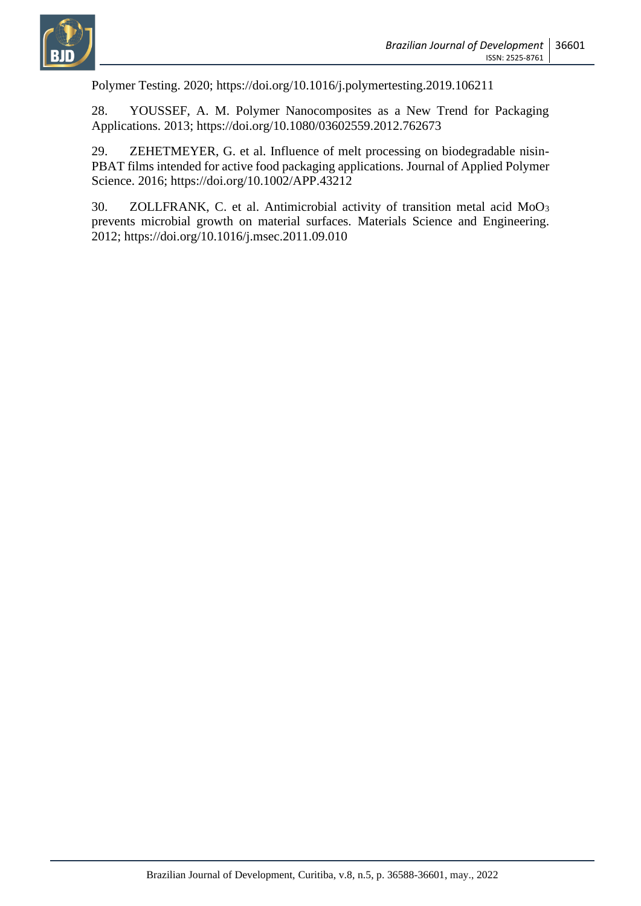Polymer Testing. 2020; https://doi.org/10.1016/j.polymertesting.2019.106211

28. YOUSSEF, A. M. Polymer Nanocomposites as a New Trend for Packaging Applications. 2013; https://doi.org/10.1080/03602559.2012.762673

29. ZEHETMEYER, G. et al. Influence of melt processing on biodegradable nisin-PBAT films intended for active food packaging applications. Journal of Applied Polymer Science. 2016; https://doi.org/10.1002/APP.43212

30. ZOLLFRANK, C. et al. Antimicrobial activity of transition metal acid $MoO_3$ prevents microbial growth on material surfaces. Materials Science and Engineering. 2012; https://doi.org/10.1016/j.msec.2011.09.010